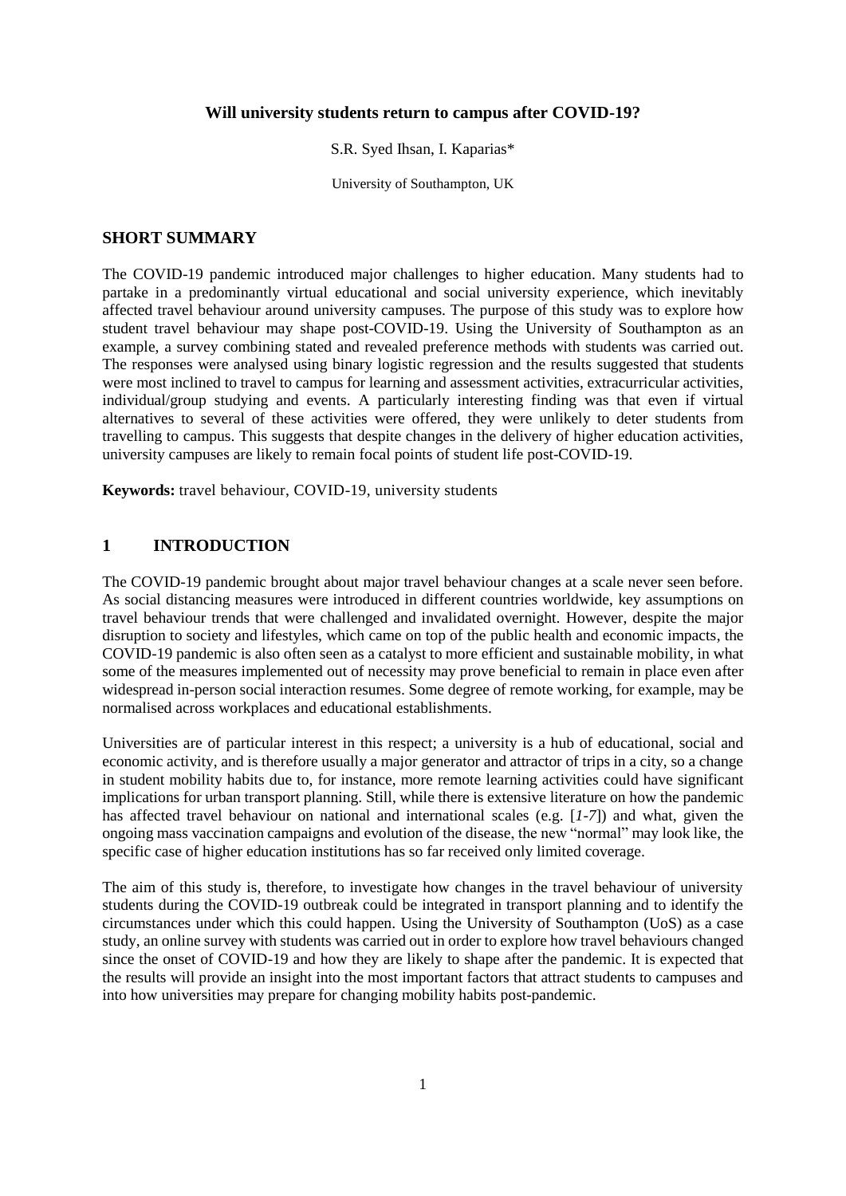# Will university students return to campus after COVID-19?

S.R. Syed Ihsan, I. Kaparias*

University of Southampton, UK

## SHORT SUMMARY

The COVID-19 pandemic introduced major challenges to higher education. Many students had to partake in a predominantly virtual educational and social university experience, which inevitably affected travel behaviour around university campuses. The purpose of this study was to explore how student travel behaviour may shape post-COVID-19. Using the University of Southampton as an example, a survey combining stated and revealed preference methods with students was carried out. The responses were analysed using binary logistic regression and the results suggested that students were most inclined to travel to campus for learning and assessment activities, extracurricular activities, individual/group studying and events. A particularly interesting finding was that even if virtual alternatives to several of these activities were offered, they were unlikely to deter students from travelling to campus. This suggests that despite changes in the delivery of higher education activities, university campuses are likely to remain focal points of student life post-COVID-19.

**Keywords:** travel behaviour, COVID-19, university students

## 1 INTRODUCTION

The COVID-19 pandemic brought about major travel behaviour changes at a scale never seen before. As social distancing measures were introduced in different countries worldwide, key assumptions on travel behaviour trends that were challenged and invalidated overnight. However, despite the major disruption to society and lifestyles, which came on top of the public health and economic impacts, the COVID-19 pandemic is also often seen as a catalyst to more efficient and sustainable mobility, in what some of the measures implemented out of necessity may prove beneficial to remain in place even after widespread in-person social interaction resumes. Some degree of remote working, for example, may be normalised across workplaces and educational establishments.

Universities are of particular interest in this respect; a university is a hub of educational, social and economic activity, and is therefore usually a major generator and attractor of trips in a city, so a change in student mobility habits due to, for instance, more remote learning activities could have significant implications for urban transport planning. Still, while there is extensive literature on how the pandemic has affected travel behaviour on national and international scales (e.g. [*1-7*]) and what, given the ongoing mass vaccination campaigns and evolution of the disease, the new "normal" may look like, the specific case of higher education institutions has so far received only limited coverage.

The aim of this study is, therefore, to investigate how changes in the travel behaviour of university students during the COVID-19 outbreak could be integrated in transport planning and to identify the circumstances under which this could happen. Using the University of Southampton (UoS) as a case study, an online survey with students was carried out in order to explore how travel behaviours changed since the onset of COVID-19 and how they are likely to shape after the pandemic. It is expected that the results will provide an insight into the most important factors that attract students to campuses and into how universities may prepare for changing mobility habits post-pandemic.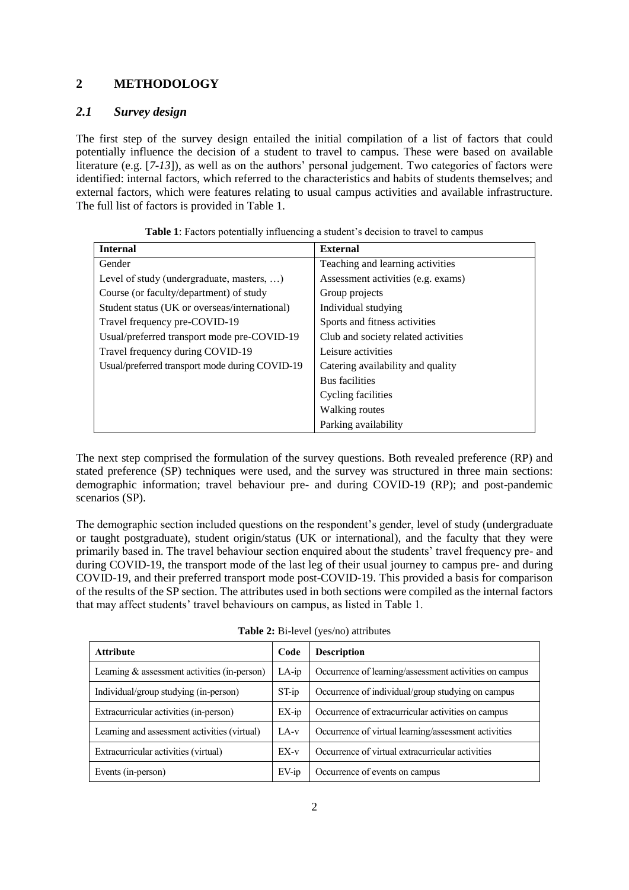## 2 METHODOLOGY

### *2.1 Survey design*

The first step of the survey design entailed the initial compilation of a list of factors that could potentially influence the decision of a student to travel to campus. These were based on available literature (e.g. [*7-13*]), as well as on the authors' personal judgement. Two categories of factors were identified: internal factors, which referred to the characteristics and habits of students themselves; and external factors, which were features relating to usual campus activities and available infrastructure. The full list of factors is provided in Table 1.

**Table 1**: Factors potentially influencing a student's decision to travel to campus

| **Internal** | **External** |
|---|---|
| Gender | Teaching and learning activities |
| Level of study (undergraduate, masters, …) | Assessment activities (e.g. exams) |
| Course (or faculty/department) of study | Group projects |
| Student status (UK or overseas/international) | Individual studying |
| Travel frequency pre-COVID-19 | Sports and fitness activities |
| Usual/preferred transport mode pre-COVID-19 | Club and society related activities |
| Travel frequency during COVID-19 | Leisure activities |
| Usual/preferred transport mode during COVID-19 | Catering availability and quality |
| | Bus facilities |
| | Cycling facilities |
| | Walking routes |
| | Parking availability |

The next step comprised the formulation of the survey questions. Both revealed preference (RP) and stated preference (SP) techniques were used, and the survey was structured in three main sections: demographic information; travel behaviour pre- and during COVID-19 (RP); and post-pandemic scenarios (SP).

The demographic section included questions on the respondent's gender, level of study (undergraduate or taught postgraduate), student origin/status (UK or international), and the faculty that they were primarily based in. The travel behaviour section enquired about the students' travel frequency pre- and during COVID-19, the transport mode of the last leg of their usual journey to campus pre- and during COVID-19, and their preferred transport mode post-COVID-19. This provided a basis for comparison of the results of the SP section. The attributes used in both sections were compiled as the internal factors that may affect students' travel behaviours on campus, as listed in Table 1.

**Table 2:** Bi-level (yes/no) attributes

| **Attribute** | **Code** | **Description** |
|---|---|---|
| Learning & assessment activities (in-person) | LA-ip | Occurrence of learning/assessment activities on campus |
| Individual/group studying (in-person) | ST-ip | Occurrence of individual/group studying on campus |
| Extracurricular activities (in-person) | EX-ip | Occurrence of extracurricular activities on campus |
| Learning and assessment activities (virtual) | LA-v | Occurrence of virtual learning/assessment activities |
| Extracurricular activities (virtual) | EX-v | Occurrence of virtual extracurricular activities |
| Events (in-person) | EV-ip | Occurrence of events on campus |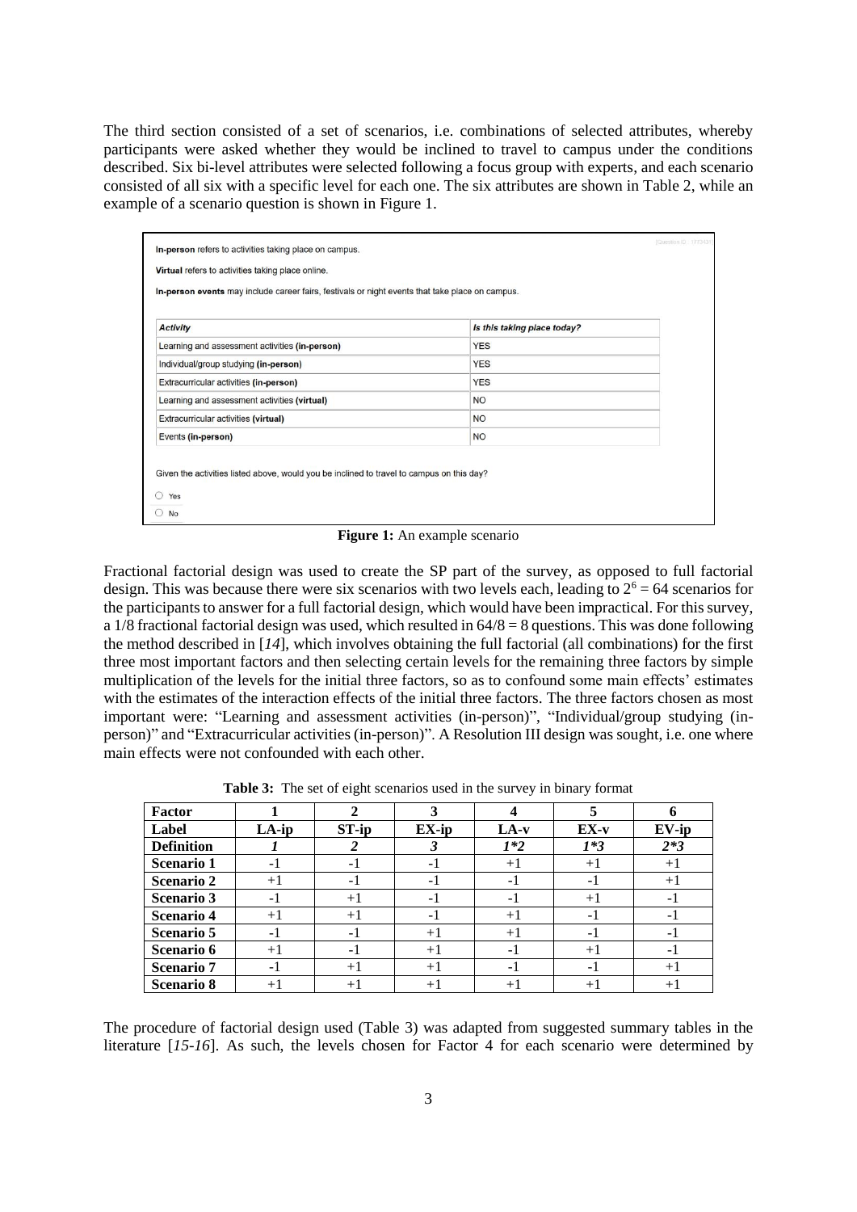The third section consisted of a set of scenarios, i.e. combinations of selected attributes, whereby participants were asked whether they would be inclined to travel to campus under the conditions described. Six bi-level attributes were selected following a focus group with experts, and each scenario consisted of all six with a specific level for each one. The six attributes are shown in Table 2, while an example of a scenario question is shown in Figure 1.

**In-person** refers to activities taking place on campus.

**Virtual** refers to activities taking place online.

**In-person events** may include career fairs, festivals or night events that take place on campus.

| *Activity* | *Is this taking place today?* |
|---|---|
| Learning and assessment activities **(in-person)** | YES |
| Individual/group studying **(in-person)** | YES |
| Extracurricular activities **(in-person)** | YES |
| Learning and assessment activities **(virtual)** | NO |
| Extracurricular activities **(virtual)** | NO |
| Events **(in-person)** | NO |

Given the activities listed above, would you be inclined to travel to campus on this day?

- Yes
- No

**Figure 1:** An example scenario

Fractional factorial design was used to create the SP part of the survey, as opposed to full factorial design. This was because there were six scenarios with two levels each, leading to $2^6 = 64$ scenarios for the participants to answer for a full factorial design, which would have been impractical. For this survey, a 1/8 fractional factorial design was used, which resulted in $64/8 = 8$ questions. This was done following the method described in [*14*], which involves obtaining the full factorial (all combinations) for the first three most important factors and then selecting certain levels for the remaining three factors by simple multiplication of the levels for the initial three factors, so as to confound some main effects' estimates with the estimates of the interaction effects of the initial three factors. The three factors chosen as most important were: "Learning and assessment activities (in-person)", "Individual/group studying (in-person)" and "Extracurricular activities (in-person)". A Resolution III design was sought, i.e. one where main effects were not confounded with each other.

**Table 3:** The set of eight scenarios used in the survey in binary format

| **Factor** | **1** | **2** | **3** | **4** | **5** | **6** |
|---|---|---|---|---|---|---|
| **Label** | **LA-ip** | **ST-ip** | **EX-ip** | **LA-v** | **EX-v** | **EV-ip** |
| **Definition** | ***1*** | ***2*** | ***3*** | ***1*2*** | ***1*3*** | ***2*3*** |
| **Scenario 1** | -1 | -1 | -1 | +1 | +1 | +1 |
| **Scenario 2** | +1 | -1 | -1 | -1 | -1 | +1 |
| **Scenario 3** | -1 | +1 | -1 | -1 | +1 | -1 |
| **Scenario 4** | +1 | +1 | -1 | +1 | -1 | -1 |
| **Scenario 5** | -1 | -1 | +1 | +1 | -1 | -1 |
| **Scenario 6** | +1 | -1 | +1 | -1 | +1 | -1 |
| **Scenario 7** | -1 | +1 | +1 | -1 | -1 | +1 |
| **Scenario 8** | +1 | +1 | +1 | +1 | +1 | +1 |

The procedure of factorial design used (Table 3) was adapted from suggested summary tables in the literature [*15-16*]. As such, the levels chosen for Factor 4 for each scenario were determined by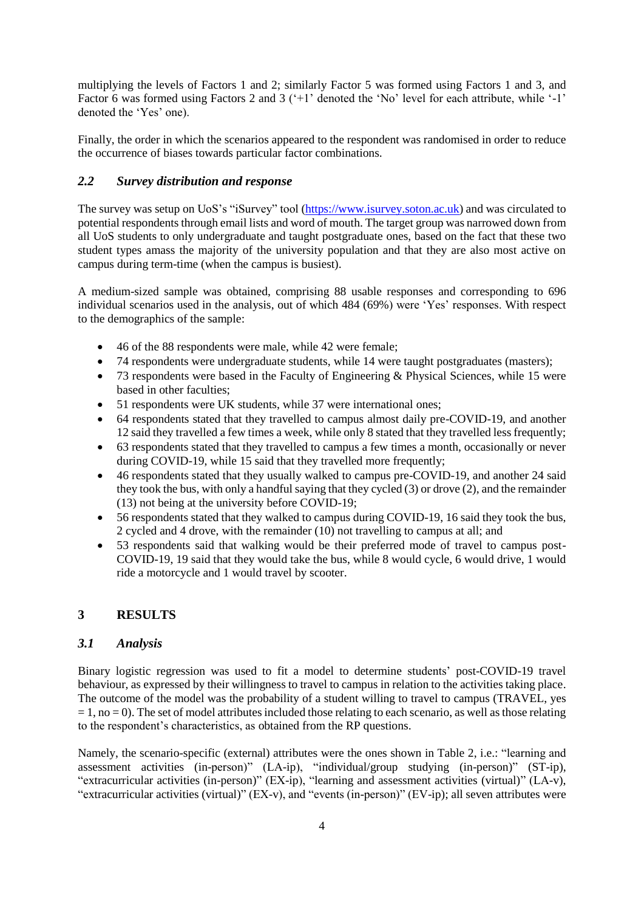multiplying the levels of Factors 1 and 2; similarly Factor 5 was formed using Factors 1 and 3, and Factor 6 was formed using Factors 2 and 3 ('+1' denoted the 'No' level for each attribute, while '-1' denoted the 'Yes' one).

Finally, the order in which the scenarios appeared to the respondent was randomised in order to reduce the occurrence of biases towards particular factor combinations.

## *2.2 Survey distribution and response*

The survey was setup on UoS's "iSurvey" tool (https://www.isurvey.soton.ac.uk) and was circulated to potential respondents through email lists and word of mouth. The target group was narrowed down from all UoS students to only undergraduate and taught postgraduate ones, based on the fact that these two student types amass the majority of the university population and that they are also most active on campus during term-time (when the campus is busiest).

A medium-sized sample was obtained, comprising 88 usable responses and corresponding to 696 individual scenarios used in the analysis, out of which 484 (69%) were 'Yes' responses. With respect to the demographics of the sample:

- 46 of the 88 respondents were male, while 42 were female;
- 74 respondents were undergraduate students, while 14 were taught postgraduates (masters);
- 73 respondents were based in the Faculty of Engineering & Physical Sciences, while 15 were based in other faculties;
- 51 respondents were UK students, while 37 were international ones;
- 64 respondents stated that they travelled to campus almost daily pre-COVID-19, and another 12 said they travelled a few times a week, while only 8 stated that they travelled less frequently;
- 63 respondents stated that they travelled to campus a few times a month, occasionally or never during COVID-19, while 15 said that they travelled more frequently;
- 46 respondents stated that they usually walked to campus pre-COVID-19, and another 24 said they took the bus, with only a handful saying that they cycled (3) or drove (2), and the remainder (13) not being at the university before COVID-19;
- 56 respondents stated that they walked to campus during COVID-19, 16 said they took the bus, 2 cycled and 4 drove, with the remainder (10) not travelling to campus at all; and
- 53 respondents said that walking would be their preferred mode of travel to campus post-COVID-19, 19 said that they would take the bus, while 8 would cycle, 6 would drive, 1 would ride a motorcycle and 1 would travel by scooter.

# 3 RESULTS

## *3.1 Analysis*

Binary logistic regression was used to fit a model to determine students' post-COVID-19 travel behaviour, as expressed by their willingness to travel to campus in relation to the activities taking place. The outcome of the model was the probability of a student willing to travel to campus (TRAVEL, yes = 1, no = 0). The set of model attributes included those relating to each scenario, as well as those relating to the respondent's characteristics, as obtained from the RP questions.

Namely, the scenario-specific (external) attributes were the ones shown in Table 2, i.e.: "learning and assessment activities (in-person)" (LA-ip), "individual/group studying (in-person)" (ST-ip), "extracurricular activities (in-person)" (EX-ip), "learning and assessment activities (virtual)" (LA-v), "extracurricular activities (virtual)" (EX-v), and "events (in-person)" (EV-ip); all seven attributes were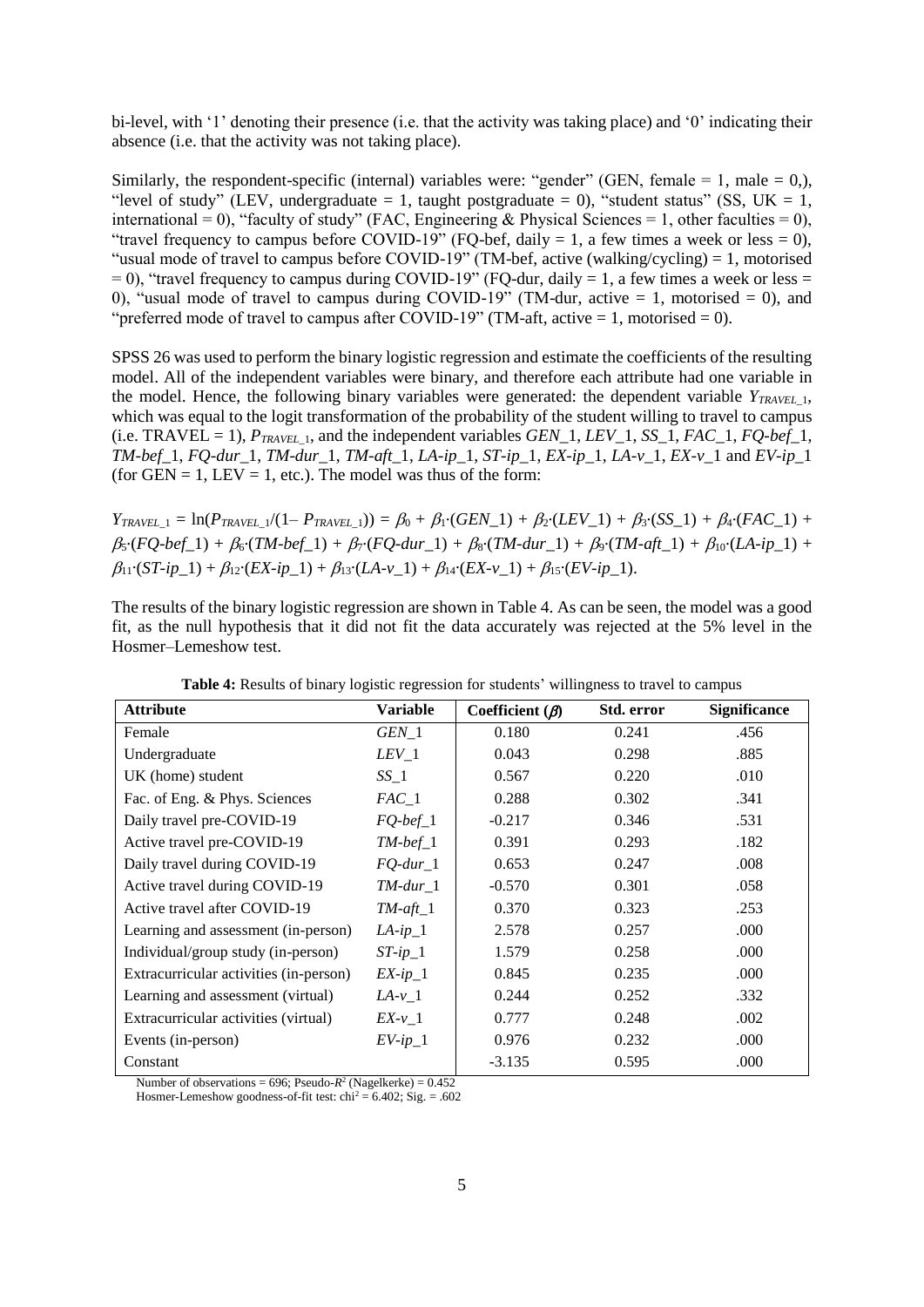bi-level, with '1' denoting their presence (i.e. that the activity was taking place) and '0' indicating their absence (i.e. that the activity was not taking place).

Similarly, the respondent-specific (internal) variables were: "gender" (GEN, female = 1, male = 0,), "level of study" (LEV, undergraduate = 1, taught postgraduate = 0), "student status" (SS, UK = 1, international = 0), "faculty of study" (FAC, Engineering & Physical Sciences = 1, other faculties = 0), "travel frequency to campus before COVID-19" (FQ-bef, daily = 1, a few times a week or less = 0), "usual mode of travel to campus before COVID-19" (TM-bef, active (walking/cycling) = 1, motorised = 0), "travel frequency to campus during COVID-19" (FQ-dur, daily = 1, a few times a week or less = 0), "usual mode of travel to campus during COVID-19" (TM-dur, active = 1, motorised = 0), and "preferred mode of travel to campus after COVID-19" (TM-aft, active = 1, motorised = 0).

SPSS 26 was used to perform the binary logistic regression and estimate the coefficients of the resulting model. All of the independent variables were binary, and therefore each attribute had one variable in the model. Hence, the following binary variables were generated: the dependent variable $Y_{TRAVEL\_1}$, which was equal to the logit transformation of the probability of the student willing to travel to campus (i.e. TRAVEL = 1), $P_{TRAVEL\_1}$, and the independent variables *GEN*_1, *LEV*_1, *SS*_1, *FAC*_1, *FQ-bef*_1, *TM-bef*_1, *FQ-dur*_1, *TM-dur*_1, *TM-aft*_1, *LA-ip*_1, *ST-ip*_1, *EX-ip*_1, *LA-v*_1, *EX-v*_1 and *EV-ip*_1 (for GEN = 1, LEV = 1, etc.). The model was thus of the form:

$$Y_{TRAVEL\_1} = \ln(P_{TRAVEL\_1}/(1 - P_{TRAVEL\_1})) = \beta_0 + \beta_1 \cdot (GEN\_1) + \beta_2 \cdot (LEV\_1) + \beta_3 \cdot (SS\_1) + \beta_4 \cdot (FAC\_1) + \beta_5 \cdot (FQ\text{-}bef\_1) + \beta_6 \cdot (TM\text{-}bef\_1) + \beta_7 \cdot (FQ\text{-}dur\_1) + \beta_8 \cdot (TM\text{-}dur\_1) + \beta_9 \cdot (TM\text{-}aft\_1) + \beta_{10} \cdot (LA\text{-}ip\_1) + \beta_{11} \cdot (ST\text{-}ip\_1) + \beta_{12} \cdot (EX\text{-}ip\_1) + \beta_{13} \cdot (LA\text{-}v\_1) + \beta_{14} \cdot (EX\text{-}v\_1) + \beta_{15} \cdot (EV\text{-}ip\_1).$$

The results of the binary logistic regression are shown in Table 4. As can be seen, the model was a good fit, as the null hypothesis that it did not fit the data accurately was rejected at the 5% level in the Hosmer–Lemeshow test.

**Table 4:** Results of binary logistic regression for students' willingness to travel to campus

| Attribute | Variable | Coefficient ($\beta$) | Std. error | Significance |
|---|---|---|---|---|
| Female | *GEN*_1 | 0.180 | 0.241 | .456 |
| Undergraduate | *LEV*_1 | 0.043 | 0.298 | .885 |
| UK (home) student | *SS*_1 | 0.567 | 0.220 | .010 |
| Fac. of Eng. & Phys. Sciences | *FAC*_1 | 0.288 | 0.302 | .341 |
| Daily travel pre-COVID-19 | *FQ-bef*_1 | -0.217 | 0.346 | .531 |
| Active travel pre-COVID-19 | *TM-bef*_1 | 0.391 | 0.293 | .182 |
| Daily travel during COVID-19 | *FQ-dur*_1 | 0.653 | 0.247 | .008 |
| Active travel during COVID-19 | *TM-dur*_1 | -0.570 | 0.301 | .058 |
| Active travel after COVID-19 | *TM-aft*_1 | 0.370 | 0.323 | .253 |
| Learning and assessment (in-person) | *LA-ip*_1 | 2.578 | 0.257 | .000 |
| Individual/group study (in-person) | *ST-ip*_1 | 1.579 | 0.258 | .000 |
| Extracurricular activities (in-person) | *EX-ip*_1 | 0.845 | 0.235 | .000 |
| Learning and assessment (virtual) | *LA-v*_1 | 0.244 | 0.252 | .332 |
| Extracurricular activities (virtual) | *EX-v*_1 | 0.777 | 0.248 | .002 |
| Events (in-person) | *EV-ip*_1 | 0.976 | 0.232 | .000 |
| Constant | | -3.135 | 0.595 | .000 |

Number of observations = 696; Pseudo-$R^2$ (Nagelkerke) = 0.452

Hosmer-Lemeshow goodness-of-fit test: $\text{chi}^2 = 6.402$; Sig. = .602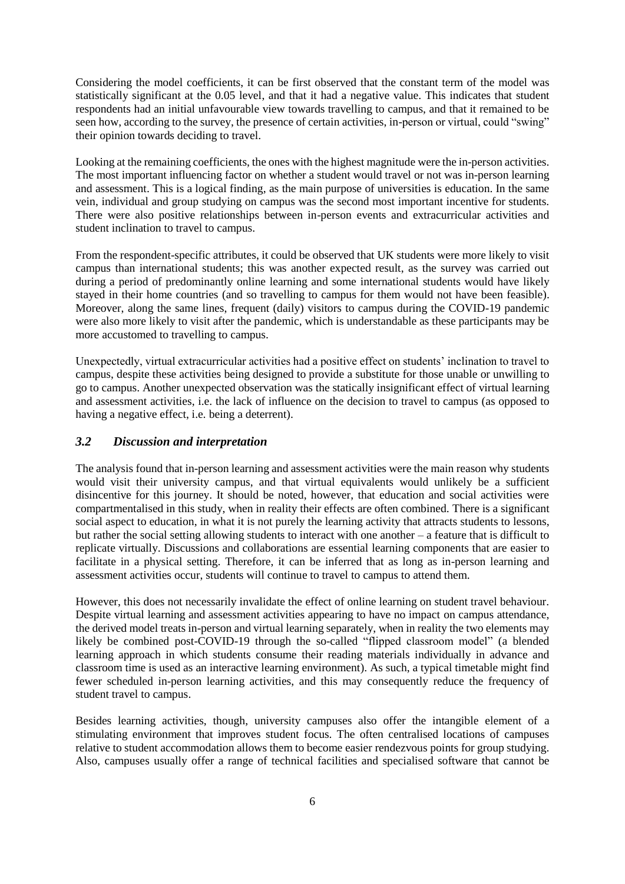Considering the model coefficients, it can be first observed that the constant term of the model was statistically significant at the 0.05 level, and that it had a negative value. This indicates that student respondents had an initial unfavourable view towards travelling to campus, and that it remained to be seen how, according to the survey, the presence of certain activities, in-person or virtual, could "swing" their opinion towards deciding to travel.

Looking at the remaining coefficients, the ones with the highest magnitude were the in-person activities. The most important influencing factor on whether a student would travel or not was in-person learning and assessment. This is a logical finding, as the main purpose of universities is education. In the same vein, individual and group studying on campus was the second most important incentive for students. There were also positive relationships between in-person events and extracurricular activities and student inclination to travel to campus.

From the respondent-specific attributes, it could be observed that UK students were more likely to visit campus than international students; this was another expected result, as the survey was carried out during a period of predominantly online learning and some international students would have likely stayed in their home countries (and so travelling to campus for them would not have been feasible). Moreover, along the same lines, frequent (daily) visitors to campus during the COVID-19 pandemic were also more likely to visit after the pandemic, which is understandable as these participants may be more accustomed to travelling to campus.

Unexpectedly, virtual extracurricular activities had a positive effect on students' inclination to travel to campus, despite these activities being designed to provide a substitute for those unable or unwilling to go to campus. Another unexpected observation was the statically insignificant effect of virtual learning and assessment activities, i.e. the lack of influence on the decision to travel to campus (as opposed to having a negative effect, i.e. being a deterrent).

### *3.2 Discussion and interpretation*

The analysis found that in-person learning and assessment activities were the main reason why students would visit their university campus, and that virtual equivalents would unlikely be a sufficient disincentive for this journey. It should be noted, however, that education and social activities were compartmentalised in this study, when in reality their effects are often combined. There is a significant social aspect to education, in what it is not purely the learning activity that attracts students to lessons, but rather the social setting allowing students to interact with one another – a feature that is difficult to replicate virtually. Discussions and collaborations are essential learning components that are easier to facilitate in a physical setting. Therefore, it can be inferred that as long as in-person learning and assessment activities occur, students will continue to travel to campus to attend them.

However, this does not necessarily invalidate the effect of online learning on student travel behaviour. Despite virtual learning and assessment activities appearing to have no impact on campus attendance, the derived model treats in-person and virtual learning separately, when in reality the two elements may likely be combined post-COVID-19 through the so-called "flipped classroom model" (a blended learning approach in which students consume their reading materials individually in advance and classroom time is used as an interactive learning environment). As such, a typical timetable might find fewer scheduled in-person learning activities, and this may consequently reduce the frequency of student travel to campus.

Besides learning activities, though, university campuses also offer the intangible element of a stimulating environment that improves student focus. The often centralised locations of campuses relative to student accommodation allows them to become easier rendezvous points for group studying. Also, campuses usually offer a range of technical facilities and specialised software that cannot be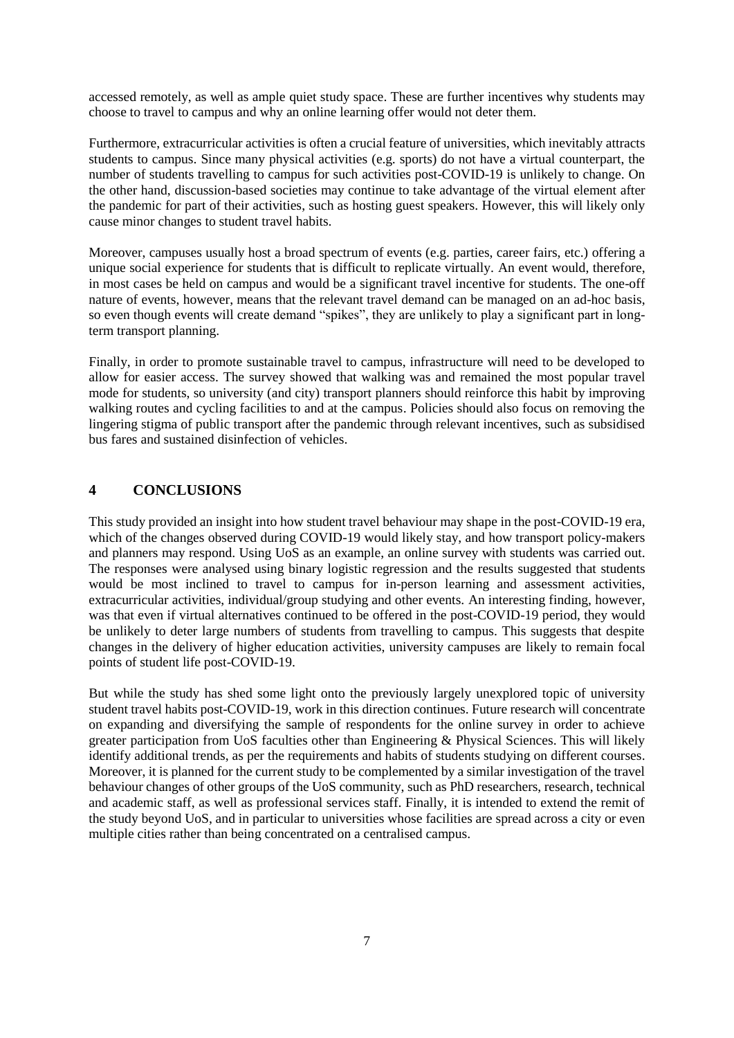accessed remotely, as well as ample quiet study space. These are further incentives why students may choose to travel to campus and why an online learning offer would not deter them.

Furthermore, extracurricular activities is often a crucial feature of universities, which inevitably attracts students to campus. Since many physical activities (e.g. sports) do not have a virtual counterpart, the number of students travelling to campus for such activities post-COVID-19 is unlikely to change. On the other hand, discussion-based societies may continue to take advantage of the virtual element after the pandemic for part of their activities, such as hosting guest speakers. However, this will likely only cause minor changes to student travel habits.

Moreover, campuses usually host a broad spectrum of events (e.g. parties, career fairs, etc.) offering a unique social experience for students that is difficult to replicate virtually. An event would, therefore, in most cases be held on campus and would be a significant travel incentive for students. The one-off nature of events, however, means that the relevant travel demand can be managed on an ad-hoc basis, so even though events will create demand "spikes", they are unlikely to play a significant part in long-term transport planning.

Finally, in order to promote sustainable travel to campus, infrastructure will need to be developed to allow for easier access. The survey showed that walking was and remained the most popular travel mode for students, so university (and city) transport planners should reinforce this habit by improving walking routes and cycling facilities to and at the campus. Policies should also focus on removing the lingering stigma of public transport after the pandemic through relevant incentives, such as subsidised bus fares and sustained disinfection of vehicles.

## 4 CONCLUSIONS

This study provided an insight into how student travel behaviour may shape in the post-COVID-19 era, which of the changes observed during COVID-19 would likely stay, and how transport policy-makers and planners may respond. Using UoS as an example, an online survey with students was carried out. The responses were analysed using binary logistic regression and the results suggested that students would be most inclined to travel to campus for in-person learning and assessment activities, extracurricular activities, individual/group studying and other events. An interesting finding, however, was that even if virtual alternatives continued to be offered in the post-COVID-19 period, they would be unlikely to deter large numbers of students from travelling to campus. This suggests that despite changes in the delivery of higher education activities, university campuses are likely to remain focal points of student life post-COVID-19.

But while the study has shed some light onto the previously largely unexplored topic of university student travel habits post-COVID-19, work in this direction continues. Future research will concentrate on expanding and diversifying the sample of respondents for the online survey in order to achieve greater participation from UoS faculties other than Engineering & Physical Sciences. This will likely identify additional trends, as per the requirements and habits of students studying on different courses. Moreover, it is planned for the current study to be complemented by a similar investigation of the travel behaviour changes of other groups of the UoS community, such as PhD researchers, research, technical and academic staff, as well as professional services staff. Finally, it is intended to extend the remit of the study beyond UoS, and in particular to universities whose facilities are spread across a city or even multiple cities rather than being concentrated on a centralised campus.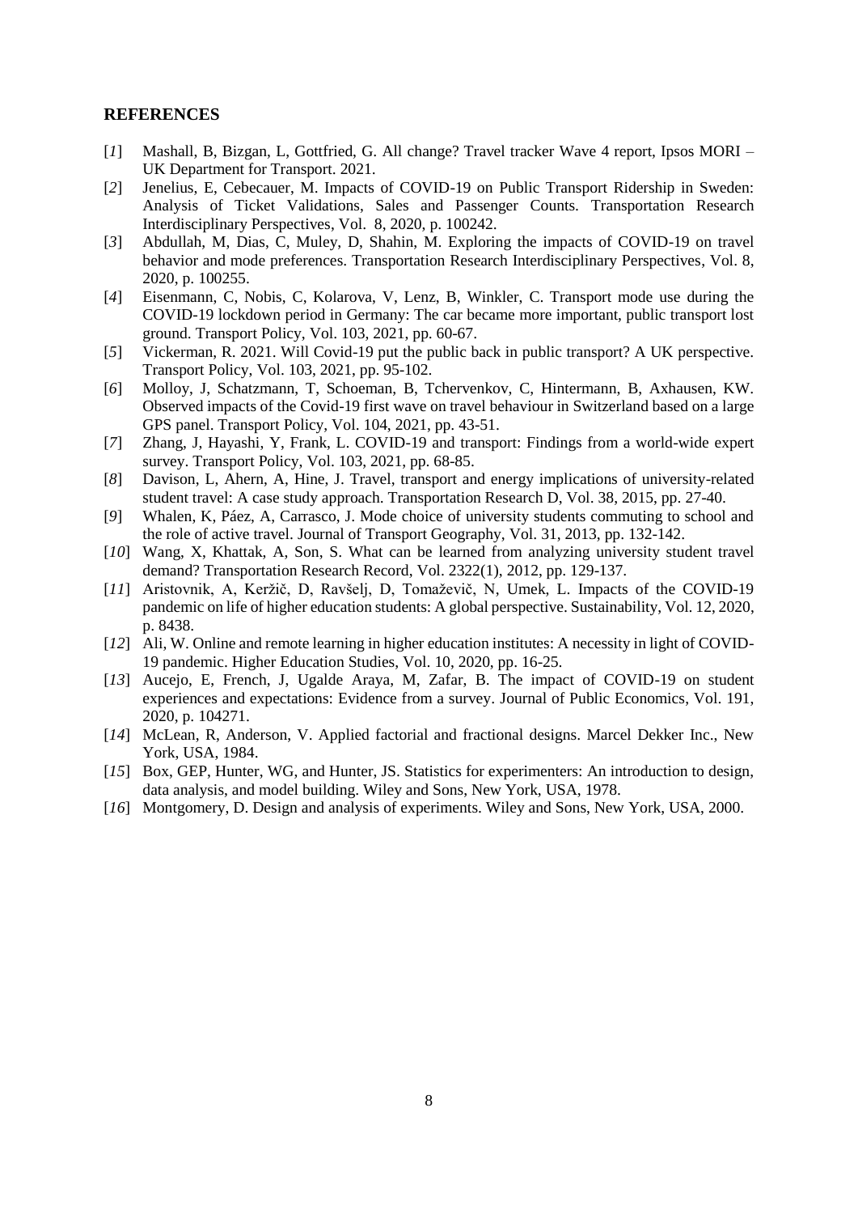## REFERENCES

[1] Mashall, B, Bizgan, L, Gottfried, G. All change? Travel tracker Wave 4 report, Ipsos MORI – UK Department for Transport. 2021.

[2] Jenelius, E, Cebecauer, M. Impacts of COVID-19 on Public Transport Ridership in Sweden: Analysis of Ticket Validations, Sales and Passenger Counts. Transportation Research Interdisciplinary Perspectives, Vol. 8, 2020, p. 100242.

[3] Abdullah, M, Dias, C, Muley, D, Shahin, M. Exploring the impacts of COVID-19 on travel behavior and mode preferences. Transportation Research Interdisciplinary Perspectives, Vol. 8, 2020, p. 100255.

[4] Eisenmann, C, Nobis, C, Kolarova, V, Lenz, B, Winkler, C. Transport mode use during the COVID-19 lockdown period in Germany: The car became more important, public transport lost ground. Transport Policy, Vol. 103, 2021, pp. 60-67.

[5] Vickerman, R. 2021. Will Covid-19 put the public back in public transport? A UK perspective. Transport Policy, Vol. 103, 2021, pp. 95-102.

[6] Molloy, J, Schatzmann, T, Schoeman, B, Tchervenkov, C, Hintermann, B, Axhausen, KW. Observed impacts of the Covid-19 first wave on travel behaviour in Switzerland based on a large GPS panel. Transport Policy, Vol. 104, 2021, pp. 43-51.

[7] Zhang, J, Hayashi, Y, Frank, L. COVID-19 and transport: Findings from a world-wide expert survey. Transport Policy, Vol. 103, 2021, pp. 68-85.

[8] Davison, L, Ahern, A, Hine, J. Travel, transport and energy implications of university-related student travel: A case study approach. Transportation Research D, Vol. 38, 2015, pp. 27-40.

[9] Whalen, K, Páez, A, Carrasco, J. Mode choice of university students commuting to school and the role of active travel. Journal of Transport Geography, Vol. 31, 2013, pp. 132-142.

[10] Wang, X, Khattak, A, Son, S. What can be learned from analyzing university student travel demand? Transportation Research Record, Vol. 2322(1), 2012, pp. 129-137.

[11] Aristovnik, A, Keržič, D, Ravšelj, D, Tomaževič, N, Umek, L. Impacts of the COVID-19 pandemic on life of higher education students: A global perspective. Sustainability, Vol. 12, 2020, p. 8438.

[12] Ali, W. Online and remote learning in higher education institutes: A necessity in light of COVID-19 pandemic. Higher Education Studies, Vol. 10, 2020, pp. 16-25.

[13] Aucejo, E, French, J, Ugalde Araya, M, Zafar, B. The impact of COVID-19 on student experiences and expectations: Evidence from a survey. Journal of Public Economics, Vol. 191, 2020, p. 104271.

[14] McLean, R, Anderson, V. Applied factorial and fractional designs. Marcel Dekker Inc., New York, USA, 1984.

[15] Box, GEP, Hunter, WG, and Hunter, JS. Statistics for experimenters: An introduction to design, data analysis, and model building. Wiley and Sons, New York, USA, 1978.

[16] Montgomery, D. Design and analysis of experiments. Wiley and Sons, New York, USA, 2000.